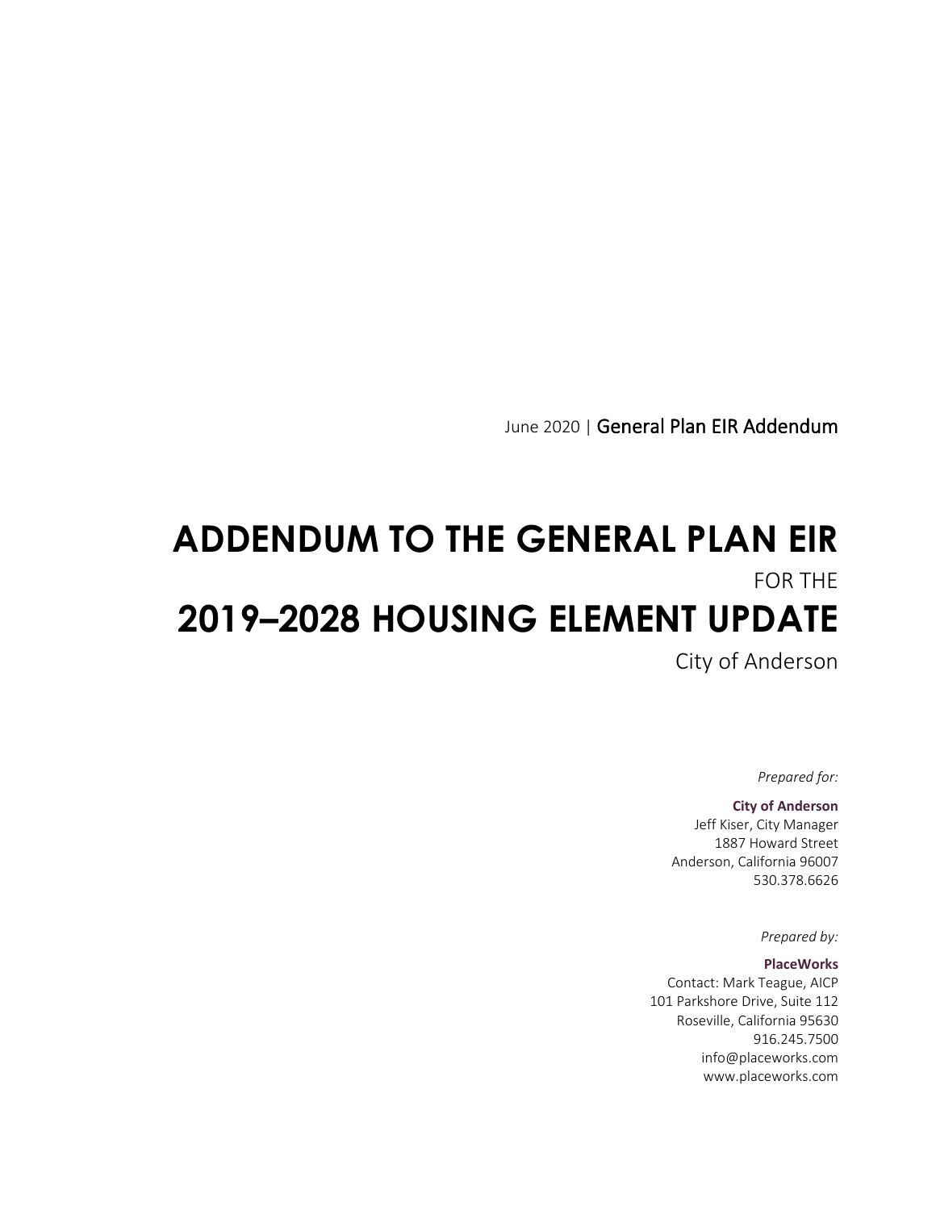June 2020 | General Plan EIR Addendum

# ADDENDUM TO THE GENERAL PLAN EIR

FOR THE

# 2019–2028 HOUSING ELEMENT UPDATE

City of Anderson

*Prepared for:*

**City of Anderson**
Jeff Kiser, City Manager
1887 Howard Street
Anderson, California 96007
530.378.6626

*Prepared by:*

**PlaceWorks**
Contact: Mark Teague, AICP
101 Parkshore Drive, Suite 112
Roseville, California 95630
916.245.7500
info@placeworks.com
www.placeworks.com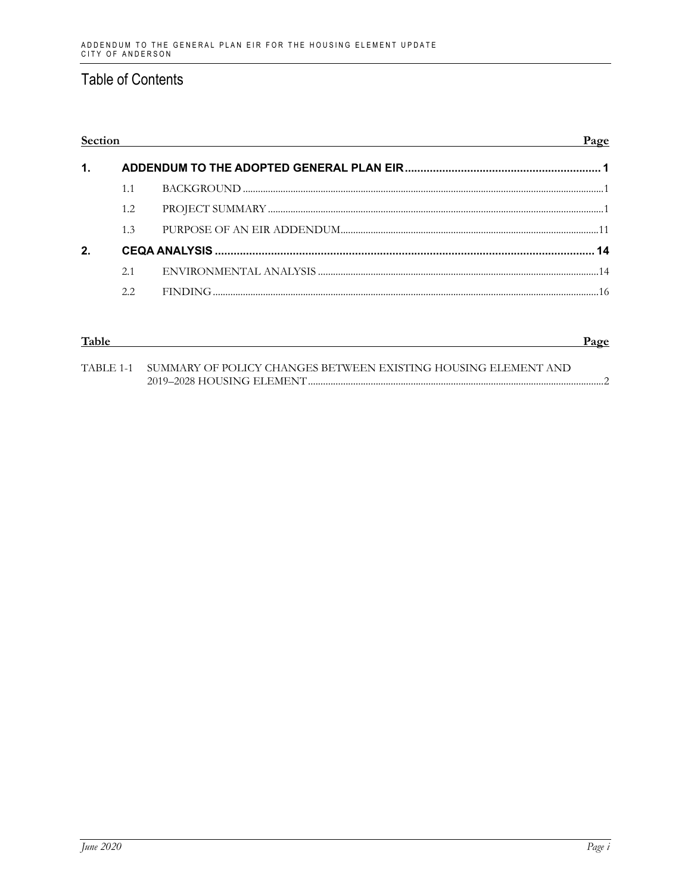# Table of Contents

| Section | | | Page |
|---|---|---|---|
| **1.** | **ADDENDUM TO THE ADOPTED GENERAL PLAN EIR** | | **1** |
| | 1.1 | BACKGROUND | 1 |
| | 1.2 | PROJECT SUMMARY | 1 |
| | 1.3 | PURPOSE OF AN EIR ADDENDUM | 11 |
| **2.** | **CEQA ANALYSIS** | | **14** |
| | 2.1 | ENVIRONMENTAL ANALYSIS | 14 |
| | 2.2 | FINDING | 16 |

| Table | | Page |
|---|---|---|
| TABLE 1-1 | SUMMARY OF POLICY CHANGES BETWEEN EXISTING HOUSING ELEMENT AND 2019–2028 HOUSING ELEMENT | 2 |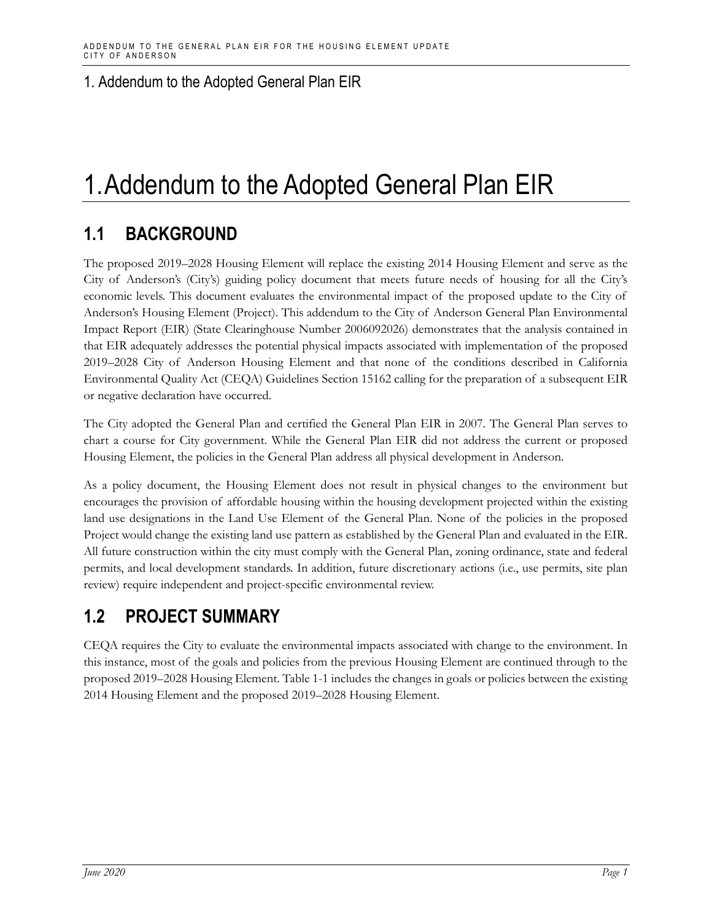# 1. Addendum to the Adopted General Plan EIR

## 1.1 BACKGROUND

The proposed 2019–2028 Housing Element will replace the existing 2014 Housing Element and serve as the City of Anderson's (City's) guiding policy document that meets future needs of housing for all the City's economic levels. This document evaluates the environmental impact of the proposed update to the City of Anderson's Housing Element (Project). This addendum to the City of Anderson General Plan Environmental Impact Report (EIR) (State Clearinghouse Number 2006092026) demonstrates that the analysis contained in that EIR adequately addresses the potential physical impacts associated with implementation of the proposed 2019–2028 City of Anderson Housing Element and that none of the conditions described in California Environmental Quality Act (CEQA) Guidelines Section 15162 calling for the preparation of a subsequent EIR or negative declaration have occurred.

The City adopted the General Plan and certified the General Plan EIR in 2007. The General Plan serves to chart a course for City government. While the General Plan EIR did not address the current or proposed Housing Element, the policies in the General Plan address all physical development in Anderson.

As a policy document, the Housing Element does not result in physical changes to the environment but encourages the provision of affordable housing within the housing development projected within the existing land use designations in the Land Use Element of the General Plan. None of the policies in the proposed Project would change the existing land use pattern as established by the General Plan and evaluated in the EIR. All future construction within the city must comply with the General Plan, zoning ordinance, state and federal permits, and local development standards. In addition, future discretionary actions (i.e., use permits, site plan review) require independent and project-specific environmental review.

## 1.2 PROJECT SUMMARY

CEQA requires the City to evaluate the environmental impacts associated with change to the environment. In this instance, most of the goals and policies from the previous Housing Element are continued through to the proposed 2019–2028 Housing Element. Table 1-1 includes the changes in goals or policies between the existing 2014 Housing Element and the proposed 2019–2028 Housing Element.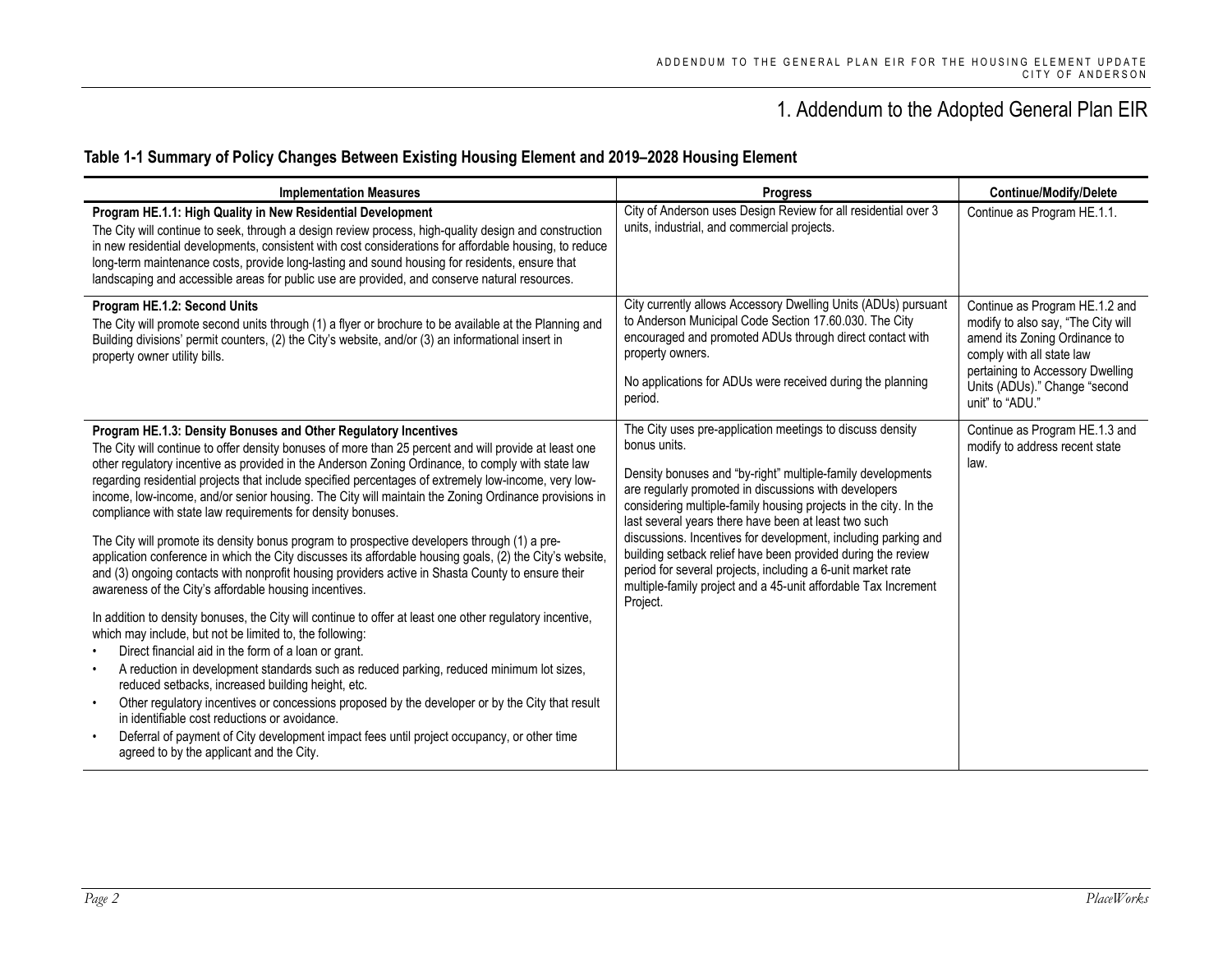# 1. Addendum to the Adopted General Plan EIR

### Table 1-1 Summary of Policy Changes Between Existing Housing Element and 2019–2028 Housing Element

| Implementation Measures | Progress | Continue/Modify/Delete |
|---|---|---|
| **Program HE.1.1: High Quality in New Residential Development**<br>The City will continue to seek, through a design review process, high-quality design and construction in new residential developments, consistent with cost considerations for affordable housing, to reduce long-term maintenance costs, provide long-lasting and sound housing for residents, ensure that landscaping and accessible areas for public use are provided, and conserve natural resources. | City of Anderson uses Design Review for all residential over 3 units, industrial, and commercial projects. | Continue as Program HE.1.1. |
| **Program HE.1.2: Second Units**<br>The City will promote second units through (1) a flyer or brochure to be available at the Planning and Building divisions' permit counters, (2) the City's website, and/or (3) an informational insert in property owner utility bills. | City currently allows Accessory Dwelling Units (ADUs) pursuant to Anderson Municipal Code Section 17.60.030. The City encouraged and promoted ADUs through direct contact with property owners.<br><br>No applications for ADUs were received during the planning period. | Continue as Program HE.1.2 and modify to also say, "The City will amend its Zoning Ordinance to comply with all state law pertaining to Accessory Dwelling Units (ADUs)." Change "second unit" to "ADU." |
| **Program HE.1.3: Density Bonuses and Other Regulatory Incentives**<br>The City will continue to offer density bonuses of more than 25 percent and will provide at least one other regulatory incentive as provided in the Anderson Zoning Ordinance, to comply with state law regarding residential projects that include specified percentages of extremely low-income, very low-income, low-income, and/or senior housing. The City will maintain the Zoning Ordinance provisions in compliance with state law requirements for density bonuses.<br><br>The City will promote its density bonus program to prospective developers through (1) a pre-application conference in which the City discusses its affordable housing goals, (2) the City's website, and (3) ongoing contacts with nonprofit housing providers active in Shasta County to ensure their awareness of the City's affordable housing incentives.<br><br>In addition to density bonuses, the City will continue to offer at least one other regulatory incentive, which may include, but not be limited to, the following:<br>• Direct financial aid in the form of a loan or grant.<br>• A reduction in development standards such as reduced parking, reduced minimum lot sizes, reduced setbacks, increased building height, etc.<br>• Other regulatory incentives or concessions proposed by the developer or by the City that result in identifiable cost reductions or avoidance.<br>• Deferral of payment of City development impact fees until project occupancy, or other time agreed to by the applicant and the City. | The City uses pre-application meetings to discuss density bonus units.<br><br>Density bonuses and "by-right" multiple-family developments are regularly promoted in discussions with developers considering multiple-family housing projects in the city. In the last several years there have been at least two such discussions. Incentives for development, including parking and building setback relief have been provided during the review period for several projects, including a 6-unit market rate multiple-family project and a 45-unit affordable Tax Increment Project. | Continue as Program HE.1.3 and modify to address recent state law. |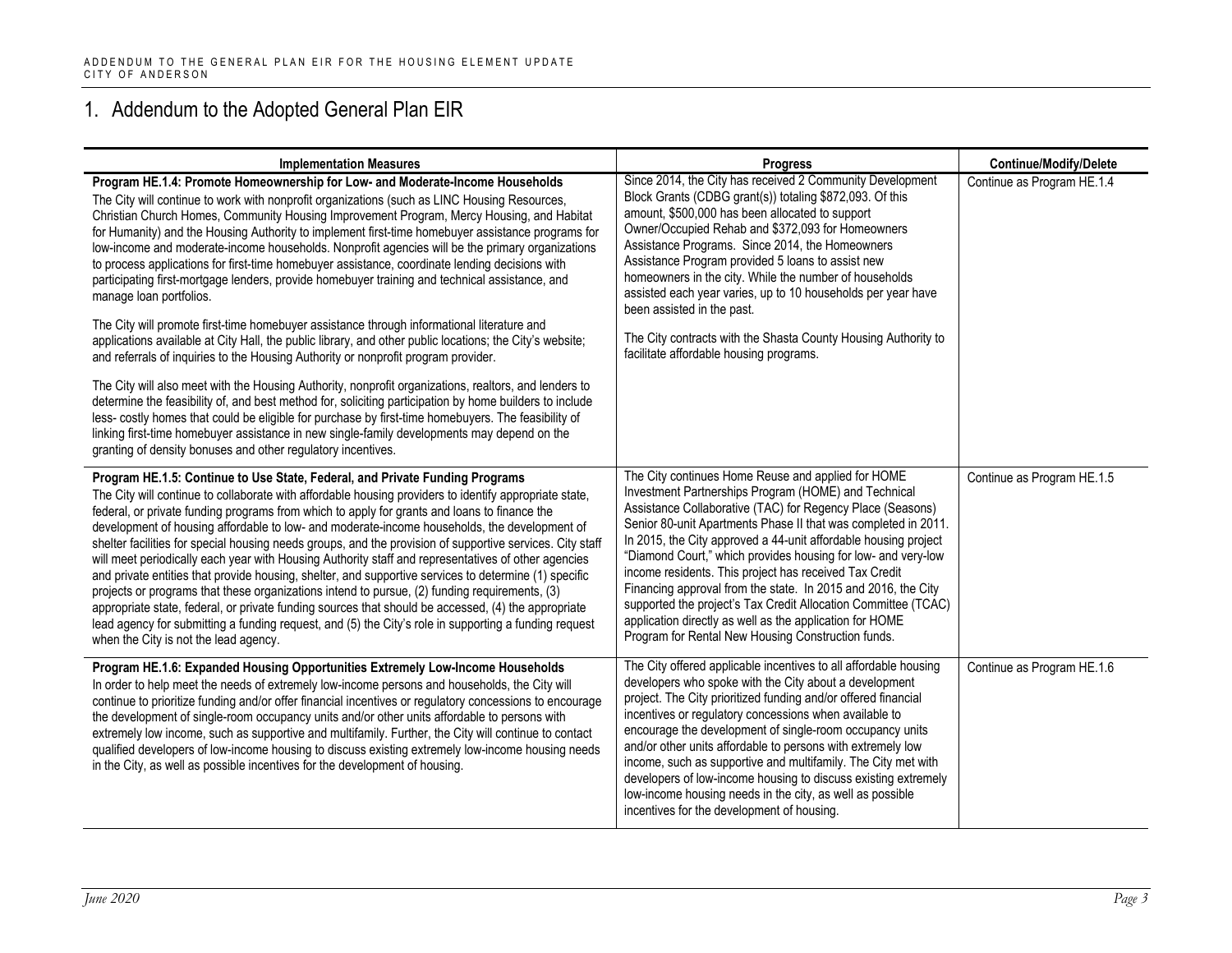# 1. Addendum to the Adopted General Plan EIR

| Implementation Measures | Progress | Continue/Modify/Delete |
|---|---|---|
| **Program HE.1.4: Promote Homeownership for Low- and Moderate-Income Households**<br>The City will continue to work with nonprofit organizations (such as LINC Housing Resources, Christian Church Homes, Community Housing Improvement Program, Mercy Housing, and Habitat for Humanity) and the Housing Authority to implement first-time homebuyer assistance programs for low-income and moderate-income households. Nonprofit agencies will be the primary organizations to process applications for first-time homebuyer assistance, coordinate lending decisions with participating first-mortgage lenders, provide homebuyer training and technical assistance, and manage loan portfolios.<br><br>The City will promote first-time homebuyer assistance through informational literature and applications available at City Hall, the public library, and other public locations; the City's website; and referrals of inquiries to the Housing Authority or nonprofit program provider.<br><br>The City will also meet with the Housing Authority, nonprofit organizations, realtors, and lenders to determine the feasibility of, and best method for, soliciting participation by home builders to include less- costly homes that could be eligible for purchase by first-time homebuyers. The feasibility of linking first-time homebuyer assistance in new single-family developments may depend on the granting of density bonuses and other regulatory incentives. | Since 2014, the City has received 2 Community Development Block Grants (CDBG grant(s)) totaling $872,093. Of this amount, $500,000 has been allocated to support Owner/Occupied Rehab and $372,093 for Homeowners Assistance Programs. Since 2014, the Homeowners Assistance Program provided 5 loans to assist new homeowners in the city. While the number of households assisted each year varies, up to 10 households per year have been assisted in the past.<br><br>The City contracts with the Shasta County Housing Authority to facilitate affordable housing programs. | Continue as Program HE.1.4 |
| **Program HE.1.5: Continue to Use State, Federal, and Private Funding Programs**<br>The City will continue to collaborate with affordable housing providers to identify appropriate state, federal, or private funding programs from which to apply for grants and loans to finance the development of housing affordable to low- and moderate-income households, the development of shelter facilities for special housing needs groups, and the provision of supportive services. City staff will meet periodically each year with Housing Authority staff and representatives of other agencies and private entities that provide housing, shelter, and supportive services to determine (1) specific projects or programs that these organizations intend to pursue, (2) funding requirements, (3) appropriate state, federal, or private funding sources that should be accessed, (4) the appropriate lead agency for submitting a funding request, and (5) the City's role in supporting a funding request when the City is not the lead agency. | The City continues Home Reuse and applied for HOME Investment Partnerships Program (HOME) and Technical Assistance Collaborative (TAC) for Regency Place (Seasons) Senior 80-unit Apartments Phase II that was completed in 2011. In 2015, the City approved a 44-unit affordable housing project "Diamond Court," which provides housing for low- and very-low income residents. This project has received Tax Credit Financing approval from the state. In 2015 and 2016, the City supported the project's Tax Credit Allocation Committee (TCAC) application directly as well as the application for HOME Program for Rental New Housing Construction funds. | Continue as Program HE.1.5 |
| **Program HE.1.6: Expanded Housing Opportunities Extremely Low-Income Households**<br>In order to help meet the needs of extremely low-income persons and households, the City will continue to prioritize funding and/or offer financial incentives or regulatory concessions to encourage the development of single-room occupancy units and/or other units affordable to persons with extremely low income, such as supportive and multifamily. Further, the City will continue to contact qualified developers of low-income housing to discuss existing extremely low-income housing needs in the City, as well as possible incentives for the development of housing. | The City offered applicable incentives to all affordable housing developers who spoke with the City about a development project. The City prioritized funding and/or offered financial incentives or regulatory concessions when available to encourage the development of single-room occupancy units and/or other units affordable to persons with extremely low income, such as supportive and multifamily. The City met with developers of low-income housing to discuss existing extremely low-income housing needs in the city, as well as possible incentives for the development of housing. | Continue as Program HE.1.6 |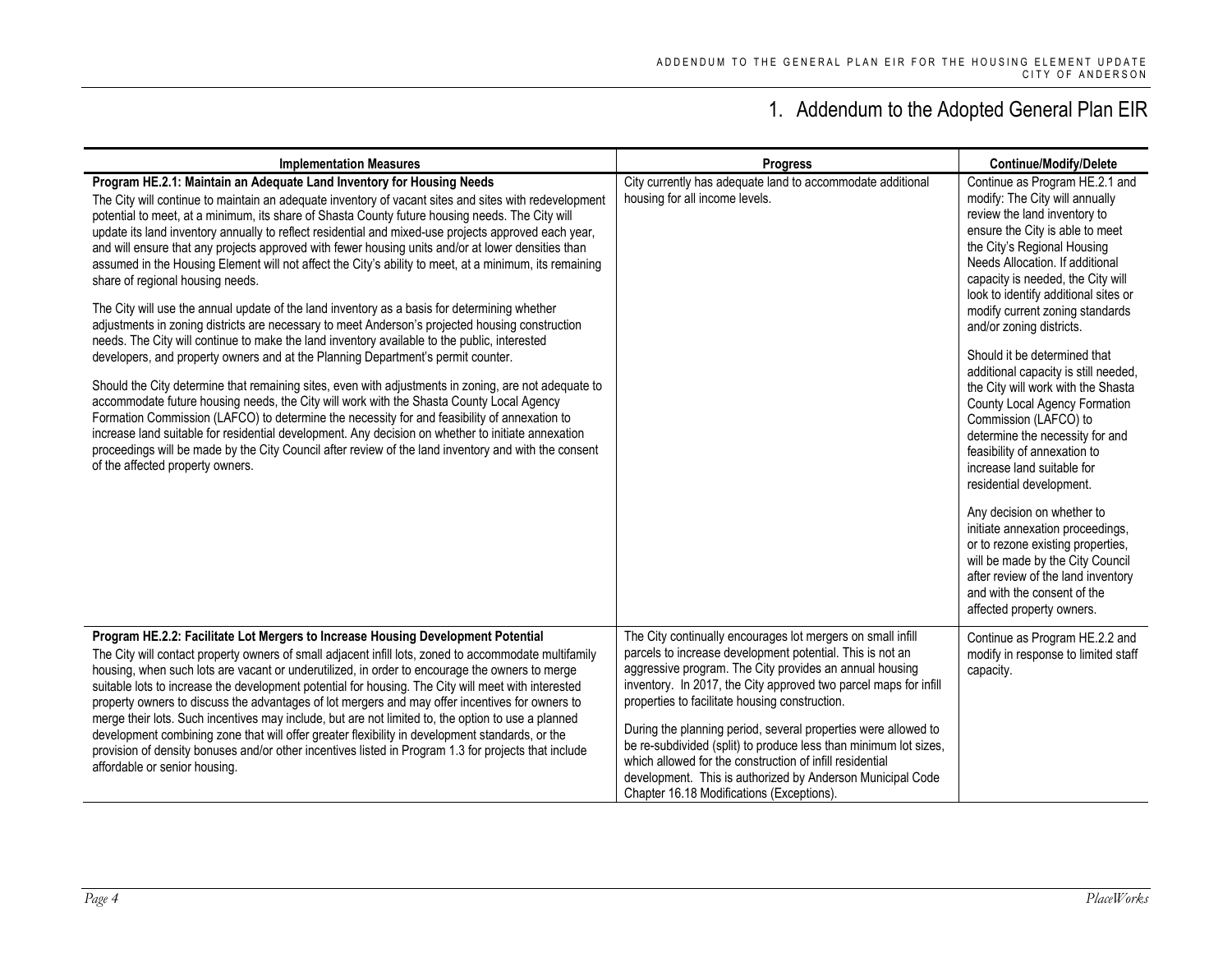# 1. Addendum to the Adopted General Plan EIR

| Implementation Measures | Progress | Continue/Modify/Delete |
|---|---|---|
| **Program HE.2.1: Maintain an Adequate Land Inventory for Housing Needs**<br>The City will continue to maintain an adequate inventory of vacant sites and sites with redevelopment potential to meet, at a minimum, its share of Shasta County future housing needs. The City will update its land inventory annually to reflect residential and mixed-use projects approved each year, and will ensure that any projects approved with fewer housing units and/or at lower densities than assumed in the Housing Element will not affect the City's ability to meet, at a minimum, its remaining share of regional housing needs.<br><br>The City will use the annual update of the land inventory as a basis for determining whether adjustments in zoning districts are necessary to meet Anderson's projected housing construction needs. The City will continue to make the land inventory available to the public, interested developers, and property owners and at the Planning Department's permit counter.<br><br>Should the City determine that remaining sites, even with adjustments in zoning, are not adequate to accommodate future housing needs, the City will work with the Shasta County Local Agency Formation Commission (LAFCO) to determine the necessity for and feasibility of annexation to increase land suitable for residential development. Any decision on whether to initiate annexation proceedings will be made by the City Council after review of the land inventory and with the consent of the affected property owners. | City currently has adequate land to accommodate additional housing for all income levels. | Continue as Program HE.2.1 and modify: The City will annually review the land inventory to ensure the City is able to meet the City's Regional Housing Needs Allocation. If additional capacity is needed, the City will look to identify additional sites or modify current zoning standards and/or zoning districts.<br><br>Should it be determined that additional capacity is still needed, the City will work with the Shasta County Local Agency Formation Commission (LAFCO) to determine the necessity for and feasibility of annexation to increase land suitable for residential development.<br><br>Any decision on whether to initiate annexation proceedings, or to rezone existing properties, will be made by the City Council after review of the land inventory and with the consent of the affected property owners. |
| **Program HE.2.2: Facilitate Lot Mergers to Increase Housing Development Potential**<br>The City will contact property owners of small adjacent infill lots, zoned to accommodate multifamily housing, when such lots are vacant or underutilized, in order to encourage the owners to merge suitable lots to increase the development potential for housing. The City will meet with interested property owners to discuss the advantages of lot mergers and may offer incentives for owners to merge their lots. Such incentives may include, but are not limited to, the option to use a planned development combining zone that will offer greater flexibility in development standards, or the provision of density bonuses and/or other incentives listed in Program 1.3 for projects that include affordable or senior housing. | The City continually encourages lot mergers on small infill parcels to increase development potential. This is not an aggressive program. The City provides an annual housing inventory. In 2017, the City approved two parcel maps for infill properties to facilitate housing construction.<br><br>During the planning period, several properties were allowed to be re-subdivided (split) to produce less than minimum lot sizes, which allowed for the construction of infill residential development. This is authorized by Anderson Municipal Code Chapter 16.18 Modifications (Exceptions). | Continue as Program HE.2.2 and modify in response to limited staff capacity. |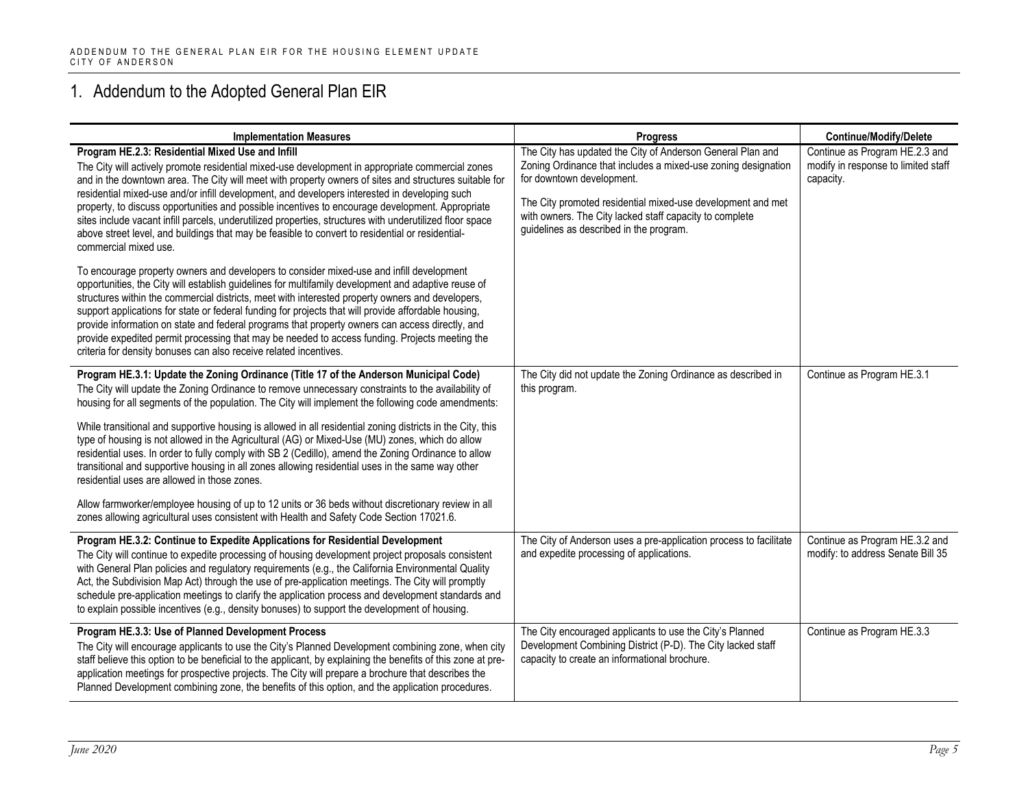# 1. Addendum to the Adopted General Plan EIR

| Implementation Measures | Progress | Continue/Modify/Delete |
|---|---|---|
| **Program HE.2.3: Residential Mixed Use and Infill**<br>The City will actively promote residential mixed-use development in appropriate commercial zones and in the downtown area. The City will meet with property owners of sites and structures suitable for residential mixed-use and/or infill development, and developers interested in developing such property, to discuss opportunities and possible incentives to encourage development. Appropriate sites include vacant infill parcels, underutilized properties, structures with underutilized floor space above street level, and buildings that may be feasible to convert to residential or residential-commercial mixed use.<br><br>To encourage property owners and developers to consider mixed-use and infill development opportunities, the City will establish guidelines for multifamily development and adaptive reuse of structures within the commercial districts, meet with interested property owners and developers, support applications for state or federal funding for projects that will provide affordable housing, provide information on state and federal programs that property owners can access directly, and provide expedited permit processing that may be needed to access funding. Projects meeting the criteria for density bonuses can also receive related incentives. | The City has updated the City of Anderson General Plan and Zoning Ordinance that includes a mixed-use zoning designation for downtown development.<br><br>The City promoted residential mixed-use development and met with owners. The City lacked staff capacity to complete guidelines as described in the program. | Continue as Program HE.2.3 and modify in response to limited staff capacity. |
| **Program HE.3.1: Update the Zoning Ordinance (Title 17 of the Anderson Municipal Code)**<br>The City will update the Zoning Ordinance to remove unnecessary constraints to the availability of housing for all segments of the population. The City will implement the following code amendments:<br><br>While transitional and supportive housing is allowed in all residential zoning districts in the City, this type of housing is not allowed in the Agricultural (AG) or Mixed-Use (MU) zones, which do allow residential uses. In order to fully comply with SB 2 (Cedillo), amend the Zoning Ordinance to allow transitional and supportive housing in all zones allowing residential uses in the same way other residential uses are allowed in those zones.<br><br>Allow farmworker/employee housing of up to 12 units or 36 beds without discretionary review in all zones allowing agricultural uses consistent with Health and Safety Code Section 17021.6. | The City did not update the Zoning Ordinance as described in this program. | Continue as Program HE.3.1 |
| **Program HE.3.2: Continue to Expedite Applications for Residential Development**<br>The City will continue to expedite processing of housing development project proposals consistent with General Plan policies and regulatory requirements (e.g., the California Environmental Quality Act, the Subdivision Map Act) through the use of pre-application meetings. The City will promptly schedule pre-application meetings to clarify the application process and development standards and to explain possible incentives (e.g., density bonuses) to support the development of housing. | The City of Anderson uses a pre-application process to facilitate and expedite processing of applications. | Continue as Program HE.3.2 and modify: to address Senate Bill 35 |
| **Program HE.3.3: Use of Planned Development Process**<br>The City will encourage applicants to use the City's Planned Development combining zone, when city staff believe this option to be beneficial to the applicant, by explaining the benefits of this zone at pre-application meetings for prospective projects. The City will prepare a brochure that describes the Planned Development combining zone, the benefits of this option, and the application procedures. | The City encouraged applicants to use the City's Planned Development Combining District (P-D). The City lacked staff capacity to create an informational brochure. | Continue as Program HE.3.3 |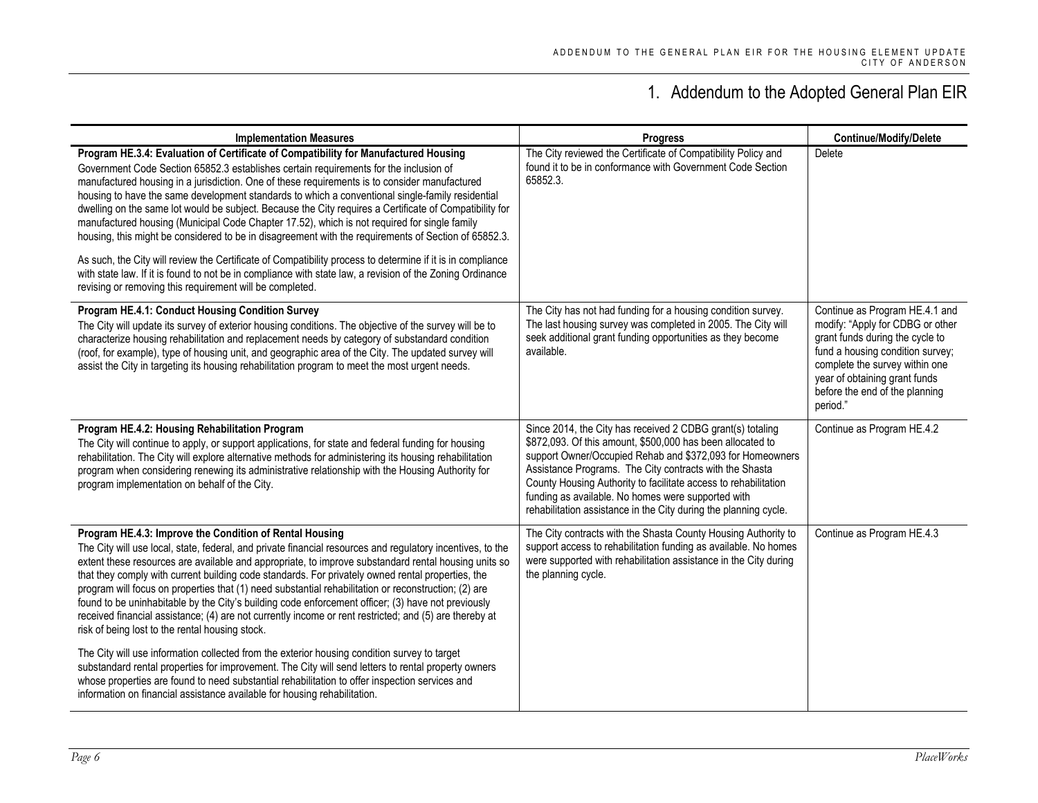# 1. Addendum to the Adopted General Plan EIR

| Implementation Measures | Progress | Continue/Modify/Delete |
|---|---|---|
| **Program HE.3.4: Evaluation of Certificate of Compatibility for Manufactured Housing**<br>Government Code Section 65852.3 establishes certain requirements for the inclusion of manufactured housing in a jurisdiction. One of these requirements is to consider manufactured housing to have the same development standards to which a conventional single-family residential dwelling on the same lot would be subject. Because the City requires a Certificate of Compatibility for manufactured housing (Municipal Code Chapter 17.52), which is not required for single family housing, this might be considered to be in disagreement with the requirements of Section of 65852.3.<br><br>As such, the City will review the Certificate of Compatibility process to determine if it is in compliance with state law. If it is found to not be in compliance with state law, a revision of the Zoning Ordinance revising or removing this requirement will be completed. | The City reviewed the Certificate of Compatibility Policy and found it to be in conformance with Government Code Section 65852.3. | Delete |
| **Program HE.4.1: Conduct Housing Condition Survey**<br>The City will update its survey of exterior housing conditions. The objective of the survey will be to characterize housing rehabilitation and replacement needs by category of substandard condition (roof, for example), type of housing unit, and geographic area of the City. The updated survey will assist the City in targeting its housing rehabilitation program to meet the most urgent needs. | The City has not had funding for a housing condition survey. The last housing survey was completed in 2005. The City will seek additional grant funding opportunities as they become available. | Continue as Program HE.4.1 and modify: "Apply for CDBG or other grant funds during the cycle to fund a housing condition survey; complete the survey within one year of obtaining grant funds before the end of the planning period." |
| **Program HE.4.2: Housing Rehabilitation Program**<br>The City will continue to apply, or support applications, for state and federal funding for housing rehabilitation. The City will explore alternative methods for administering its housing rehabilitation program when considering renewing its administrative relationship with the Housing Authority for program implementation on behalf of the City. | Since 2014, the City has received 2 CDBG grant(s) totaling $872,093. Of this amount, $500,000 has been allocated to support Owner/Occupied Rehab and $372,093 for Homeowners Assistance Programs. The City contracts with the Shasta County Housing Authority to facilitate access to rehabilitation funding as available. No homes were supported with rehabilitation assistance in the City during the planning cycle. | Continue as Program HE.4.2 |
| **Program HE.4.3: Improve the Condition of Rental Housing**<br>The City will use local, state, federal, and private financial resources and regulatory incentives, to the extent these resources are available and appropriate, to improve substandard rental housing units so that they comply with current building code standards. For privately owned rental properties, the program will focus on properties that (1) need substantial rehabilitation or reconstruction; (2) are found to be uninhabitable by the City's building code enforcement officer; (3) have not previously received financial assistance; (4) are not currently income or rent restricted; and (5) are thereby at risk of being lost to the rental housing stock.<br><br>The City will use information collected from the exterior housing condition survey to target substandard rental properties for improvement. The City will send letters to rental property owners whose properties are found to need substantial rehabilitation to offer inspection services and information on financial assistance available for housing rehabilitation. | The City contracts with the Shasta County Housing Authority to support access to rehabilitation funding as available. No homes were supported with rehabilitation assistance in the City during the planning cycle. | Continue as Program HE.4.3 |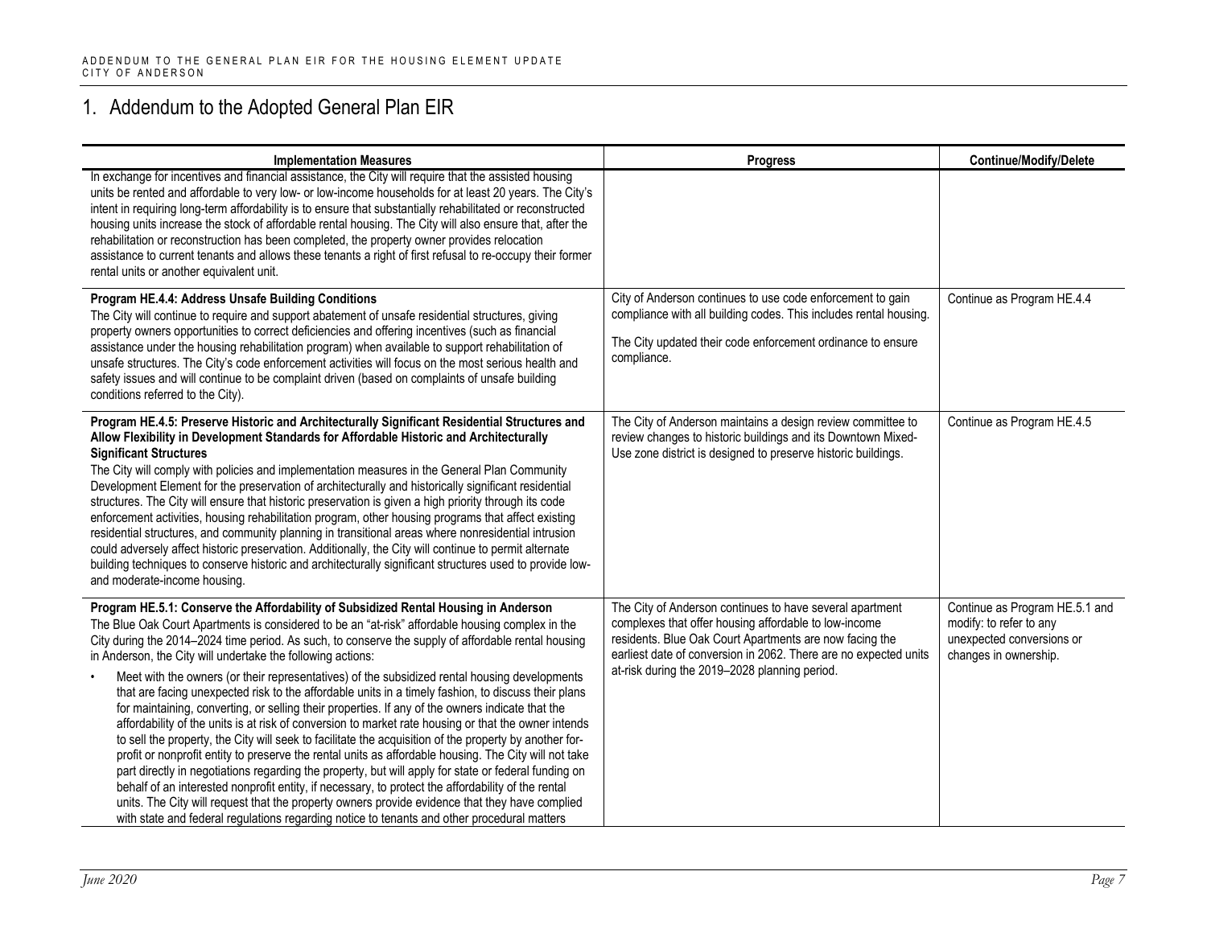# 1. Addendum to the Adopted General Plan EIR

| Implementation Measures | Progress | Continue/Modify/Delete |
|---|---|---|
| In exchange for incentives and financial assistance, the City will require that the assisted housing units be rented and affordable to very low- or low-income households for at least 20 years. The City's intent in requiring long-term affordability is to ensure that substantially rehabilitated or reconstructed housing units increase the stock of affordable rental housing. The City will also ensure that, after the rehabilitation or reconstruction has been completed, the property owner provides relocation assistance to current tenants and allows these tenants a right of first refusal to re-occupy their former rental units or another equivalent unit. | | |
| **Program HE.4.4: Address Unsafe Building Conditions**<br>The City will continue to require and support abatement of unsafe residential structures, giving property owners opportunities to correct deficiencies and offering incentives (such as financial assistance under the housing rehabilitation program) when available to support rehabilitation of unsafe structures. The City's code enforcement activities will focus on the most serious health and safety issues and will continue to be complaint driven (based on complaints of unsafe building conditions referred to the City). | City of Anderson continues to use code enforcement to gain compliance with all building codes. This includes rental housing.<br><br>The City updated their code enforcement ordinance to ensure compliance. | Continue as Program HE.4.4 |
| **Program HE.4.5: Preserve Historic and Architecturally Significant Residential Structures and Allow Flexibility in Development Standards for Affordable Historic and Architecturally Significant Structures**<br>The City will comply with policies and implementation measures in the General Plan Community Development Element for the preservation of architecturally and historically significant residential structures. The City will ensure that historic preservation is given a high priority through its code enforcement activities, housing rehabilitation program, other housing programs that affect existing residential structures, and community planning in transitional areas where nonresidential intrusion could adversely affect historic preservation. Additionally, the City will continue to permit alternate building techniques to conserve historic and architecturally significant structures used to provide low- and moderate-income housing. | The City of Anderson maintains a design review committee to review changes to historic buildings and its Downtown Mixed-Use zone district is designed to preserve historic buildings. | Continue as Program HE.4.5 |
| **Program HE.5.1: Conserve the Affordability of Subsidized Rental Housing in Anderson**<br>The Blue Oak Court Apartments is considered to be an "at-risk" affordable housing complex in the City during the 2014–2024 time period. As such, to conserve the supply of affordable rental housing in Anderson, the City will undertake the following actions:<br>• Meet with the owners (or their representatives) of the subsidized rental housing developments that are facing unexpected risk to the affordable units in a timely fashion, to discuss their plans for maintaining, converting, or selling their properties. If any of the owners indicate that the affordability of the units is at risk of conversion to market rate housing or that the owner intends to sell the property, the City will seek to facilitate the acquisition of the property by another for-profit or nonprofit entity to preserve the rental units as affordable housing. The City will not take part directly in negotiations regarding the property, but will apply for state or federal funding on behalf of an interested nonprofit entity, if necessary, to protect the affordability of the rental units. The City will request that the property owners provide evidence that they have complied with state and federal regulations regarding notice to tenants and other procedural matters | The City of Anderson continues to have several apartment complexes that offer housing affordable to low-income residents. Blue Oak Court Apartments are now facing the earliest date of conversion in 2062. There are no expected units at-risk during the 2019–2028 planning period. | Continue as Program HE.5.1 and modify: to refer to any unexpected conversions or changes in ownership. |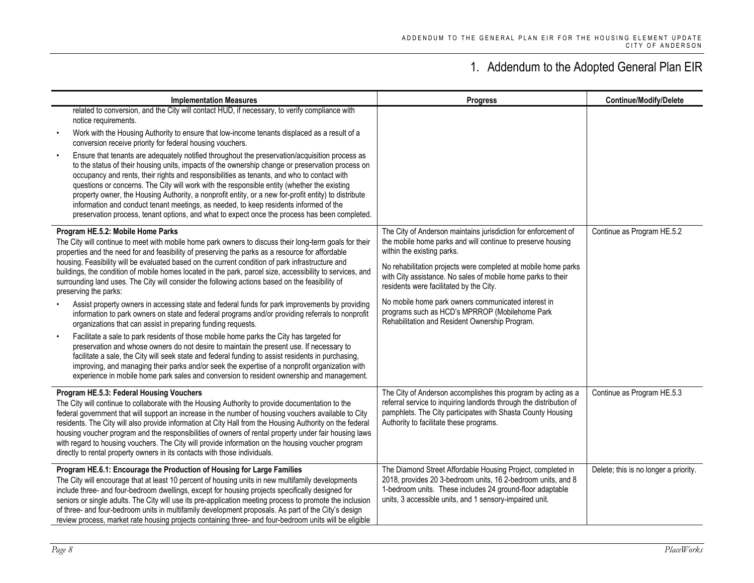# 1. Addendum to the Adopted General Plan EIR

| Implementation Measures | Progress | Continue/Modify/Delete |
|---|---|---|
| related to conversion, and the City will contact HUD, if necessary, to verify compliance with notice requirements.<br>• Work with the Housing Authority to ensure that low-income tenants displaced as a result of a conversion receive priority for federal housing vouchers.<br>• Ensure that tenants are adequately notified throughout the preservation/acquisition process as to the status of their housing units, impacts of the ownership change or preservation process on occupancy and rents, their rights and responsibilities as tenants, and who to contact with questions or concerns. The City will work with the responsible entity (whether the existing property owner, the Housing Authority, a nonprofit entity, or a new for-profit entity) to distribute information and conduct tenant meetings, as needed, to keep residents informed of the preservation process, tenant options, and what to expect once the process has been completed. | | |
| **Program HE.5.2: Mobile Home Parks**<br>The City will continue to meet with mobile home park owners to discuss their long-term goals for their properties and the need for and feasibility of preserving the parks as a resource for affordable housing. Feasibility will be evaluated based on the current condition of park infrastructure and buildings, the condition of mobile homes located in the park, parcel size, accessibility to services, and surrounding land uses. The City will consider the following actions based on the feasibility of preserving the parks:<br>• Assist property owners in accessing state and federal funds for park improvements by providing information to park owners on state and federal programs and/or providing referrals to nonprofit organizations that can assist in preparing funding requests.<br>• Facilitate a sale to park residents of those mobile home parks the City has targeted for preservation and whose owners do not desire to maintain the present use. If necessary to facilitate a sale, the City will seek state and federal funding to assist residents in purchasing, improving, and managing their parks and/or seek the expertise of a nonprofit organization with experience in mobile home park sales and conversion to resident ownership and management. | The City of Anderson maintains jurisdiction for enforcement of the mobile home parks and will continue to preserve housing within the existing parks.<br>No rehabilitation projects were completed at mobile home parks with City assistance. No sales of mobile home parks to their residents were facilitated by the City.<br>No mobile home park owners communicated interest in programs such as HCD's MPRROP (Mobilehome Park Rehabilitation and Resident Ownership Program. | Continue as Program HE.5.2 |
| **Program HE.5.3: Federal Housing Vouchers**<br>The City will continue to collaborate with the Housing Authority to provide documentation to the federal government that will support an increase in the number of housing vouchers available to City residents. The City will also provide information at City Hall from the Housing Authority on the federal housing voucher program and the responsibilities of owners of rental property under fair housing laws with regard to housing vouchers. The City will provide information on the housing voucher program directly to rental property owners in its contacts with those individuals. | The City of Anderson accomplishes this program by acting as a referral service to inquiring landlords through the distribution of pamphlets. The City participates with Shasta County Housing Authority to facilitate these programs. | Continue as Program HE.5.3 |
| **Program HE.6.1: Encourage the Production of Housing for Large Families**<br>The City will encourage that at least 10 percent of housing units in new multifamily developments include three- and four-bedroom dwellings, except for housing projects specifically designed for seniors or single adults. The City will use its pre-application meeting process to promote the inclusion of three- and four-bedroom units in multifamily development proposals. As part of the City's design review process, market rate housing projects containing three- and four-bedroom units will be eligible | The Diamond Street Affordable Housing Project, completed in 2018, provides 20 3-bedroom units, 16 2-bedroom units, and 8 1-bedroom units. These includes 24 ground-floor adaptable units, 3 accessible units, and 1 sensory-impaired unit. | Delete; this is no longer a priority. |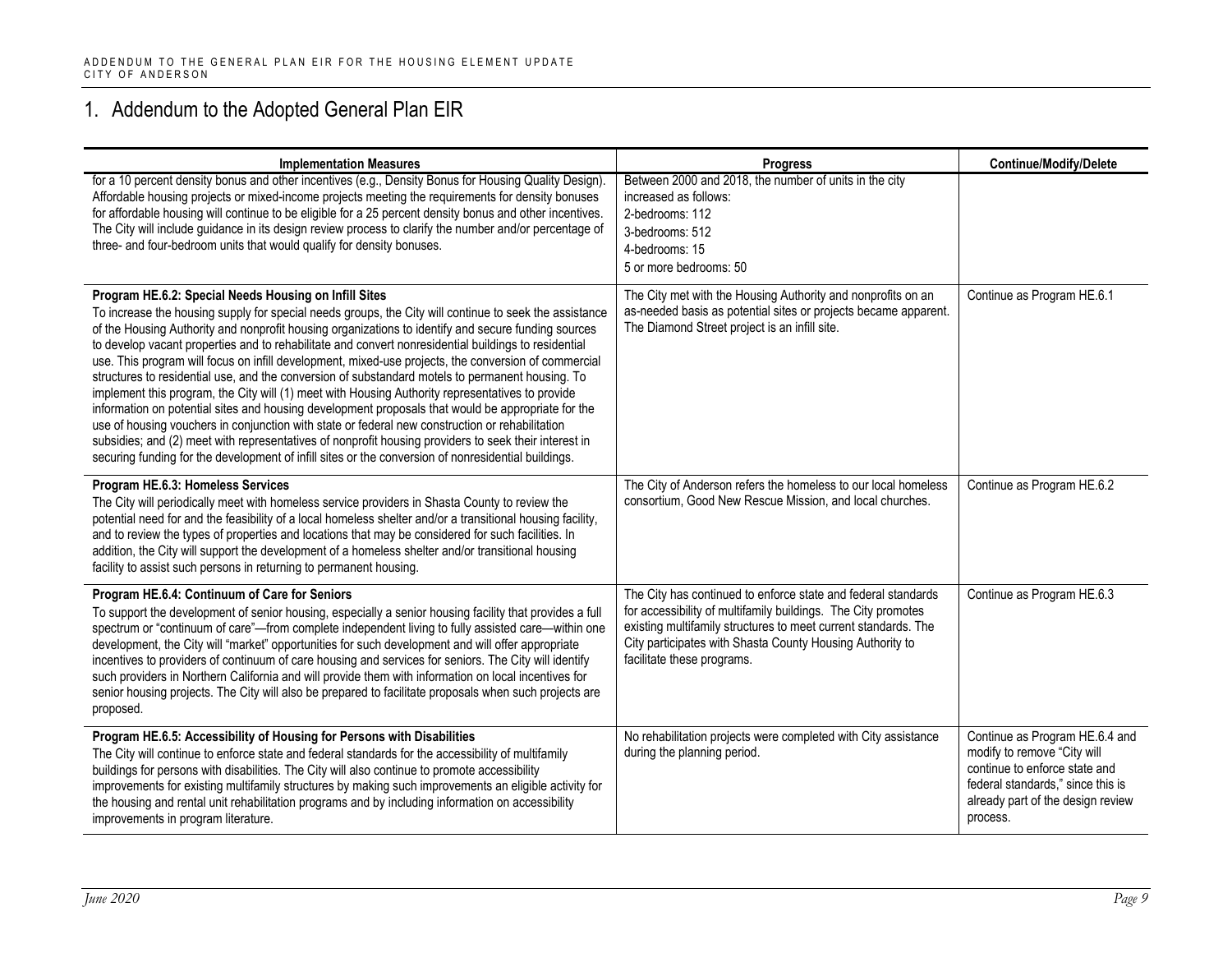# 1. Addendum to the Adopted General Plan EIR

| Implementation Measures | Progress | Continue/Modify/Delete |
|---|---|---|
| for a 10 percent density bonus and other incentives (e.g., Density Bonus for Housing Quality Design). Affordable housing projects or mixed-income projects meeting the requirements for density bonuses for affordable housing will continue to be eligible for a 25 percent density bonus and other incentives. The City will include guidance in its design review process to clarify the number and/or percentage of three- and four-bedroom units that would qualify for density bonuses. | Between 2000 and 2018, the number of units in the city increased as follows:<br>2-bedrooms: 112<br>3-bedrooms: 512<br>4-bedrooms: 15<br>5 or more bedrooms: 50 | |
| **Program HE.6.2: Special Needs Housing on Infill Sites**<br>To increase the housing supply for special needs groups, the City will continue to seek the assistance of the Housing Authority and nonprofit housing organizations to identify and secure funding sources to develop vacant properties and to rehabilitate and convert nonresidential buildings to residential use. This program will focus on infill development, mixed-use projects, the conversion of commercial structures to residential use, and the conversion of substandard motels to permanent housing. To implement this program, the City will (1) meet with Housing Authority representatives to provide information on potential sites and housing development proposals that would be appropriate for the use of housing vouchers in conjunction with state or federal new construction or rehabilitation subsidies; and (2) meet with representatives of nonprofit housing providers to seek their interest in securing funding for the development of infill sites or the conversion of nonresidential buildings. | The City met with the Housing Authority and nonprofits on an as-needed basis as potential sites or projects became apparent. The Diamond Street project is an infill site. | Continue as Program HE.6.1 |
| **Program HE.6.3: Homeless Services**<br>The City will periodically meet with homeless service providers in Shasta County to review the potential need for and the feasibility of a local homeless shelter and/or a transitional housing facility, and to review the types of properties and locations that may be considered for such facilities. In addition, the City will support the development of a homeless shelter and/or transitional housing facility to assist such persons in returning to permanent housing. | The City of Anderson refers the homeless to our local homeless consortium, Good New Rescue Mission, and local churches. | Continue as Program HE.6.2 |
| **Program HE.6.4: Continuum of Care for Seniors**<br>To support the development of senior housing, especially a senior housing facility that provides a full spectrum or "continuum of care"—from complete independent living to fully assisted care—within one development, the City will "market" opportunities for such development and will offer appropriate incentives to providers of continuum of care housing and services for seniors. The City will identify such providers in Northern California and will provide them with information on local incentives for senior housing projects. The City will also be prepared to facilitate proposals when such projects are proposed. | The City has continued to enforce state and federal standards for accessibility of multifamily buildings. The City promotes existing multifamily structures to meet current standards. The City participates with Shasta County Housing Authority to facilitate these programs. | Continue as Program HE.6.3 |
| **Program HE.6.5: Accessibility of Housing for Persons with Disabilities**<br>The City will continue to enforce state and federal standards for the accessibility of multifamily buildings for persons with disabilities. The City will also continue to promote accessibility improvements for existing multifamily structures by making such improvements an eligible activity for the housing and rental unit rehabilitation programs and by including information on accessibility improvements in program literature. | No rehabilitation projects were completed with City assistance during the planning period. | Continue as Program HE.6.4 and modify to remove "City will continue to enforce state and federal standards," since this is already part of the design review process. |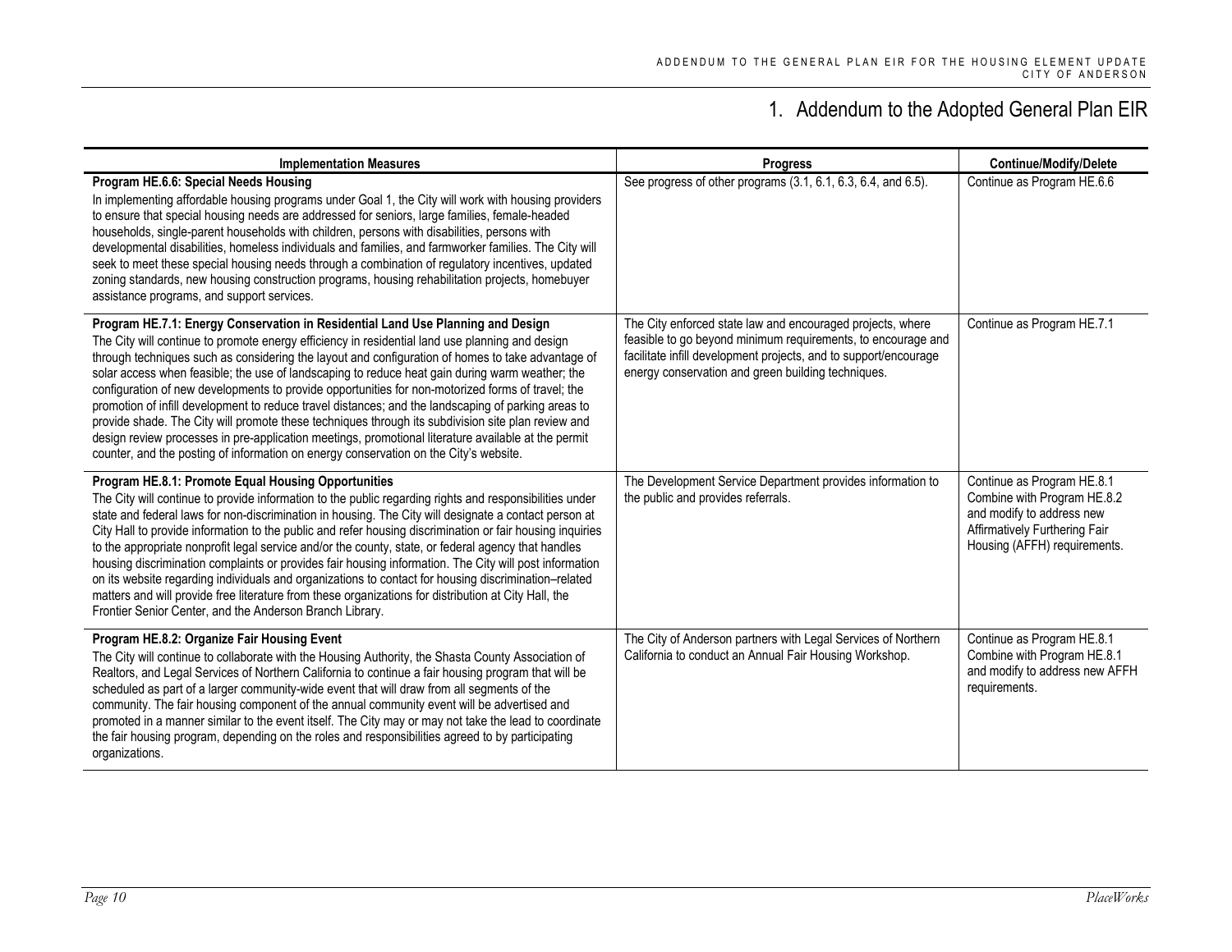# 1. Addendum to the Adopted General Plan EIR

| Implementation Measures | Progress | Continue/Modify/Delete |
|---|---|---|
| **Program HE.6.6: Special Needs Housing** In implementing affordable housing programs under Goal 1, the City will work with housing providers to ensure that special housing needs are addressed for seniors, large families, female-headed households, single-parent households with children, persons with disabilities, persons with developmental disabilities, homeless individuals and families, and farmworker families. The City will seek to meet these special housing needs through a combination of regulatory incentives, updated zoning standards, new housing construction programs, housing rehabilitation projects, homebuyer assistance programs, and support services. | See progress of other programs (3.1, 6.1, 6.3, 6.4, and 6.5). | Continue as Program HE.6.6 |
| **Program HE.7.1: Energy Conservation in Residential Land Use Planning and Design** The City will continue to promote energy efficiency in residential land use planning and design through techniques such as considering the layout and configuration of homes to take advantage of solar access when feasible; the use of landscaping to reduce heat gain during warm weather; the configuration of new developments to provide opportunities for non-motorized forms of travel; the promotion of infill development to reduce travel distances; and the landscaping of parking areas to provide shade. The City will promote these techniques through its subdivision site plan review and design review processes in pre-application meetings, promotional literature available at the permit counter, and the posting of information on energy conservation on the City's website. | The City enforced state law and encouraged projects, where feasible to go beyond minimum requirements, to encourage and facilitate infill development projects, and to support/encourage energy conservation and green building techniques. | Continue as Program HE.7.1 |
| **Program HE.8.1: Promote Equal Housing Opportunities** The City will continue to provide information to the public regarding rights and responsibilities under state and federal laws for non-discrimination in housing. The City will designate a contact person at City Hall to provide information to the public and refer housing discrimination or fair housing inquiries to the appropriate nonprofit legal service and/or the county, state, or federal agency that handles housing discrimination complaints or provides fair housing information. The City will post information on its website regarding individuals and organizations to contact for housing discrimination–related matters and will provide free literature from these organizations for distribution at City Hall, the Frontier Senior Center, and the Anderson Branch Library. | The Development Service Department provides information to the public and provides referrals. | Continue as Program HE.8.1 Combine with Program HE.8.2 and modify to address new Affirmatively Furthering Fair Housing (AFFH) requirements. |
| **Program HE.8.2: Organize Fair Housing Event** The City will continue to collaborate with the Housing Authority, the Shasta County Association of Realtors, and Legal Services of Northern California to continue a fair housing program that will be scheduled as part of a larger community-wide event that will draw from all segments of the community. The fair housing component of the annual community event will be advertised and promoted in a manner similar to the event itself. The City may or may not take the lead to coordinate the fair housing program, depending on the roles and responsibilities agreed to by participating organizations. | The City of Anderson partners with Legal Services of Northern California to conduct an Annual Fair Housing Workshop. | Continue as Program HE.8.1 Combine with Program HE.8.1 and modify to address new AFFH requirements. |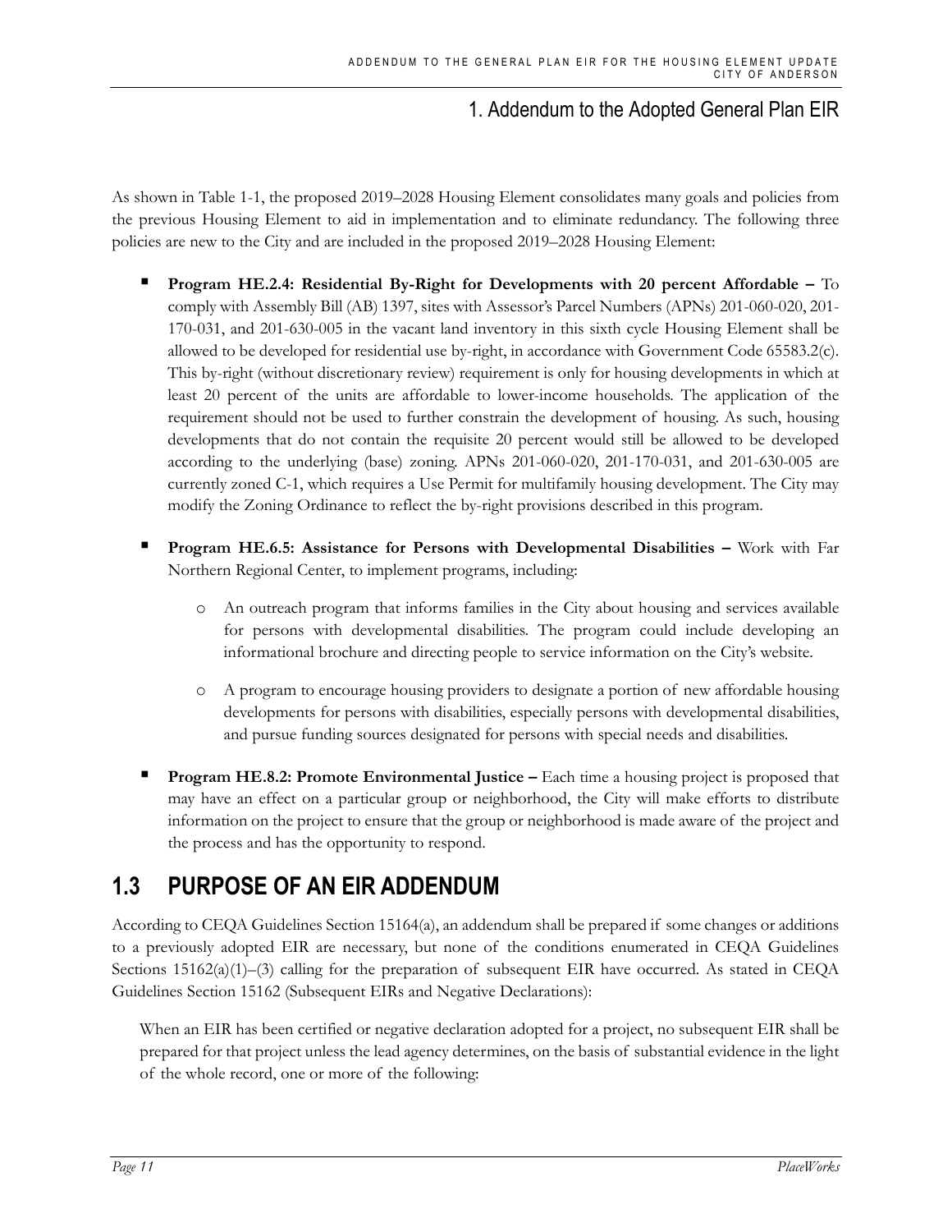As shown in Table 1-1, the proposed 2019–2028 Housing Element consolidates many goals and policies from the previous Housing Element to aid in implementation and to eliminate redundancy. The following three policies are new to the City and are included in the proposed 2019–2028 Housing Element:

- **Program HE.2.4: Residential By-Right for Developments with 20 percent Affordable –** To comply with Assembly Bill (AB) 1397, sites with Assessor's Parcel Numbers (APNs) 201-060-020, 201-170-031, and 201-630-005 in the vacant land inventory in this sixth cycle Housing Element shall be allowed to be developed for residential use by-right, in accordance with Government Code 65583.2(c). This by-right (without discretionary review) requirement is only for housing developments in which at least 20 percent of the units are affordable to lower-income households. The application of the requirement should not be used to further constrain the development of housing. As such, housing developments that do not contain the requisite 20 percent would still be allowed to be developed according to the underlying (base) zoning. APNs 201-060-020, 201-170-031, and 201-630-005 are currently zoned C-1, which requires a Use Permit for multifamily housing development. The City may modify the Zoning Ordinance to reflect the by-right provisions described in this program.

- **Program HE.6.5: Assistance for Persons with Developmental Disabilities –** Work with Far Northern Regional Center, to implement programs, including:

  - An outreach program that informs families in the City about housing and services available for persons with developmental disabilities. The program could include developing an informational brochure and directing people to service information on the City's website.

  - A program to encourage housing providers to designate a portion of new affordable housing developments for persons with disabilities, especially persons with developmental disabilities, and pursue funding sources designated for persons with special needs and disabilities.

- **Program HE.8.2: Promote Environmental Justice –** Each time a housing project is proposed that may have an effect on a particular group or neighborhood, the City will make efforts to distribute information on the project to ensure that the group or neighborhood is made aware of the project and the process and has the opportunity to respond.

## 1.3 PURPOSE OF AN EIR ADDENDUM

According to CEQA Guidelines Section 15164(a), an addendum shall be prepared if some changes or additions to a previously adopted EIR are necessary, but none of the conditions enumerated in CEQA Guidelines Sections 15162(a)(1)–(3) calling for the preparation of subsequent EIR have occurred. As stated in CEQA Guidelines Section 15162 (Subsequent EIRs and Negative Declarations):

> When an EIR has been certified or negative declaration adopted for a project, no subsequent EIR shall be prepared for that project unless the lead agency determines, on the basis of substantial evidence in the light of the whole record, one or more of the following: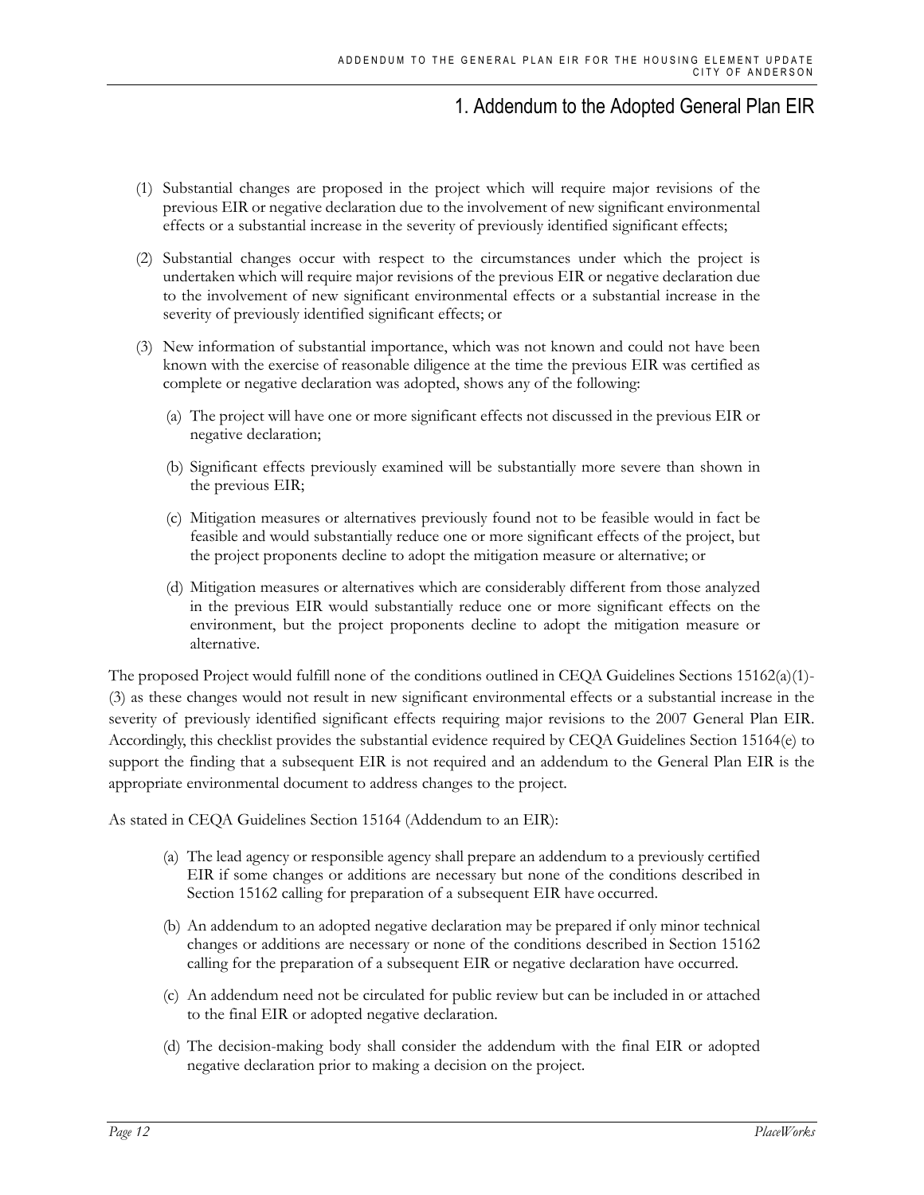(1) Substantial changes are proposed in the project which will require major revisions of the previous EIR or negative declaration due to the involvement of new significant environmental effects or a substantial increase in the severity of previously identified significant effects;

(2) Substantial changes occur with respect to the circumstances under which the project is undertaken which will require major revisions of the previous EIR or negative declaration due to the involvement of new significant environmental effects or a substantial increase in the severity of previously identified significant effects; or

(3) New information of substantial importance, which was not known and could not have been known with the exercise of reasonable diligence at the time the previous EIR was certified as complete or negative declaration was adopted, shows any of the following:

   (a) The project will have one or more significant effects not discussed in the previous EIR or negative declaration;

   (b) Significant effects previously examined will be substantially more severe than shown in the previous EIR;

   (c) Mitigation measures or alternatives previously found not to be feasible would in fact be feasible and would substantially reduce one or more significant effects of the project, but the project proponents decline to adopt the mitigation measure or alternative; or

   (d) Mitigation measures or alternatives which are considerably different from those analyzed in the previous EIR would substantially reduce one or more significant effects on the environment, but the project proponents decline to adopt the mitigation measure or alternative.

The proposed Project would fulfill none of the conditions outlined in CEQA Guidelines Sections 15162(a)(1)-(3) as these changes would not result in new significant environmental effects or a substantial increase in the severity of previously identified significant effects requiring major revisions to the 2007 General Plan EIR. Accordingly, this checklist provides the substantial evidence required by CEQA Guidelines Section 15164(e) to support the finding that a subsequent EIR is not required and an addendum to the General Plan EIR is the appropriate environmental document to address changes to the project.

As stated in CEQA Guidelines Section 15164 (Addendum to an EIR):

(a) The lead agency or responsible agency shall prepare an addendum to a previously certified EIR if some changes or additions are necessary but none of the conditions described in Section 15162 calling for preparation of a subsequent EIR have occurred.

(b) An addendum to an adopted negative declaration may be prepared if only minor technical changes or additions are necessary or none of the conditions described in Section 15162 calling for the preparation of a subsequent EIR or negative declaration have occurred.

(c) An addendum need not be circulated for public review but can be included in or attached to the final EIR or adopted negative declaration.

(d) The decision-making body shall consider the addendum with the final EIR or adopted negative declaration prior to making a decision on the project.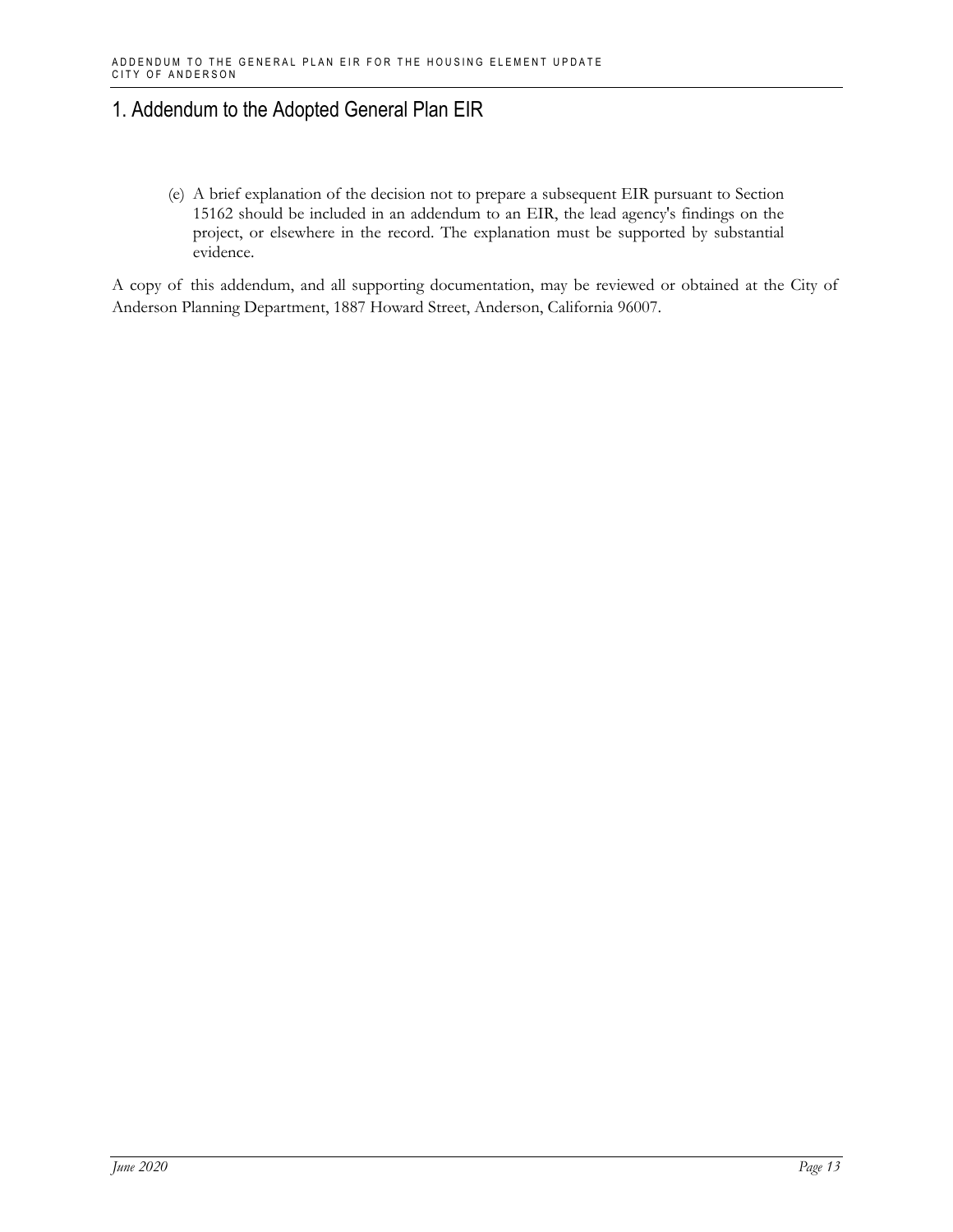# 1. Addendum to the Adopted General Plan EIR

(e) A brief explanation of the decision not to prepare a subsequent EIR pursuant to Section 15162 should be included in an addendum to an EIR, the lead agency's findings on the project, or elsewhere in the record. The explanation must be supported by substantial evidence.

A copy of this addendum, and all supporting documentation, may be reviewed or obtained at the City of Anderson Planning Department, 1887 Howard Street, Anderson, California 96007.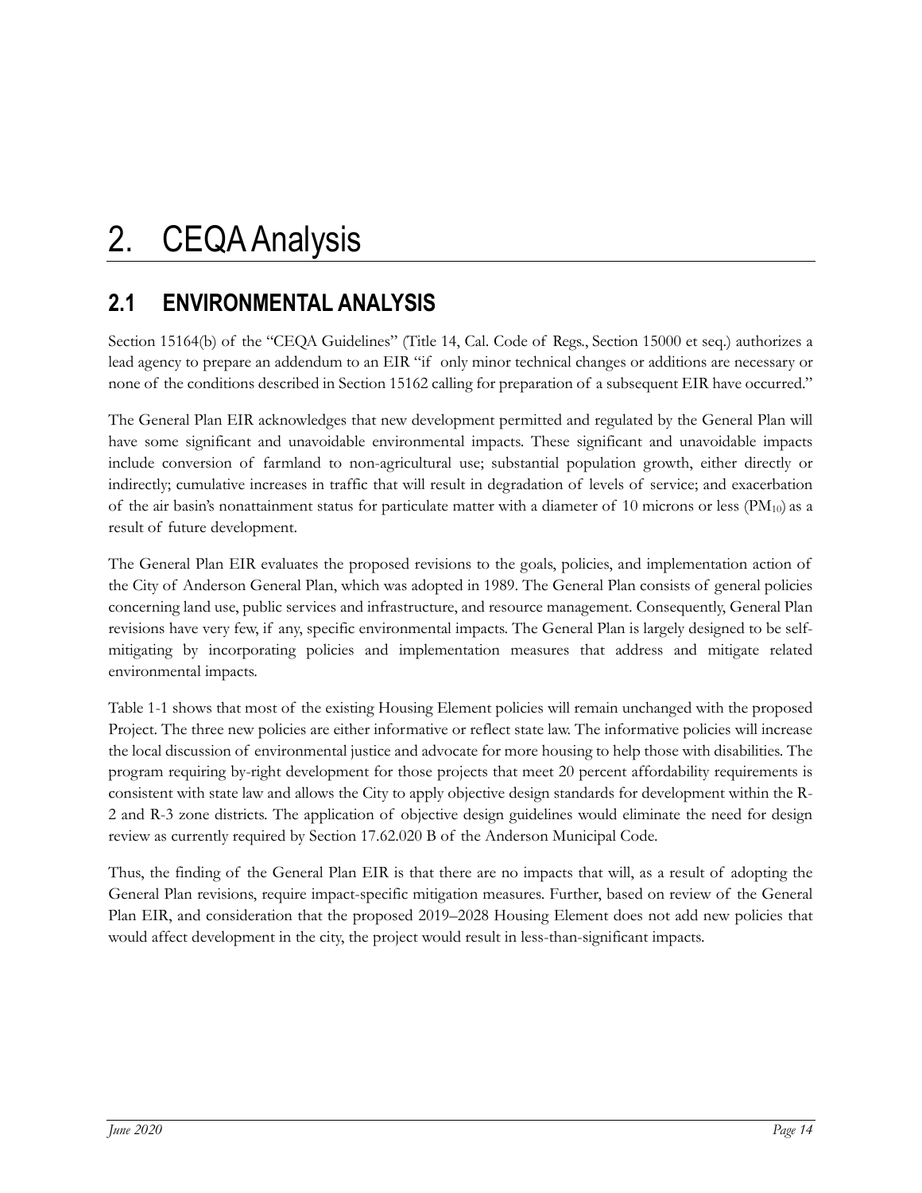# 2. CEQA Analysis

## 2.1 ENVIRONMENTAL ANALYSIS

Section 15164(b) of the "CEQA Guidelines" (Title 14, Cal. Code of Regs., Section 15000 et seq.) authorizes a lead agency to prepare an addendum to an EIR "if only minor technical changes or additions are necessary or none of the conditions described in Section 15162 calling for preparation of a subsequent EIR have occurred."

The General Plan EIR acknowledges that new development permitted and regulated by the General Plan will have some significant and unavoidable environmental impacts. These significant and unavoidable impacts include conversion of farmland to non-agricultural use; substantial population growth, either directly or indirectly; cumulative increases in traffic that will result in degradation of levels of service; and exacerbation of the air basin's nonattainment status for particulate matter with a diameter of 10 microns or less ($PM_{10}$) as a result of future development.

The General Plan EIR evaluates the proposed revisions to the goals, policies, and implementation action of the City of Anderson General Plan, which was adopted in 1989. The General Plan consists of general policies concerning land use, public services and infrastructure, and resource management. Consequently, General Plan revisions have very few, if any, specific environmental impacts. The General Plan is largely designed to be self-mitigating by incorporating policies and implementation measures that address and mitigate related environmental impacts.

Table 1-1 shows that most of the existing Housing Element policies will remain unchanged with the proposed Project. The three new policies are either informative or reflect state law. The informative policies will increase the local discussion of environmental justice and advocate for more housing to help those with disabilities. The program requiring by-right development for those projects that meet 20 percent affordability requirements is consistent with state law and allows the City to apply objective design standards for development within the R-2 and R-3 zone districts. The application of objective design guidelines would eliminate the need for design review as currently required by Section 17.62.020 B of the Anderson Municipal Code.

Thus, the finding of the General Plan EIR is that there are no impacts that will, as a result of adopting the General Plan revisions, require impact-specific mitigation measures. Further, based on review of the General Plan EIR, and consideration that the proposed 2019–2028 Housing Element does not add new policies that would affect development in the city, the project would result in less-than-significant impacts.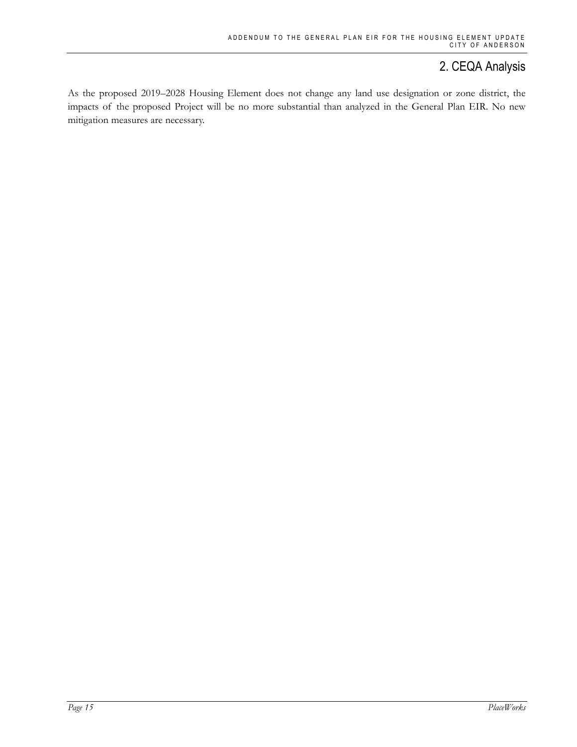As the proposed 2019–2028 Housing Element does not change any land use designation or zone district, the impacts of the proposed Project will be no more substantial than analyzed in the General Plan EIR. No new mitigation measures are necessary.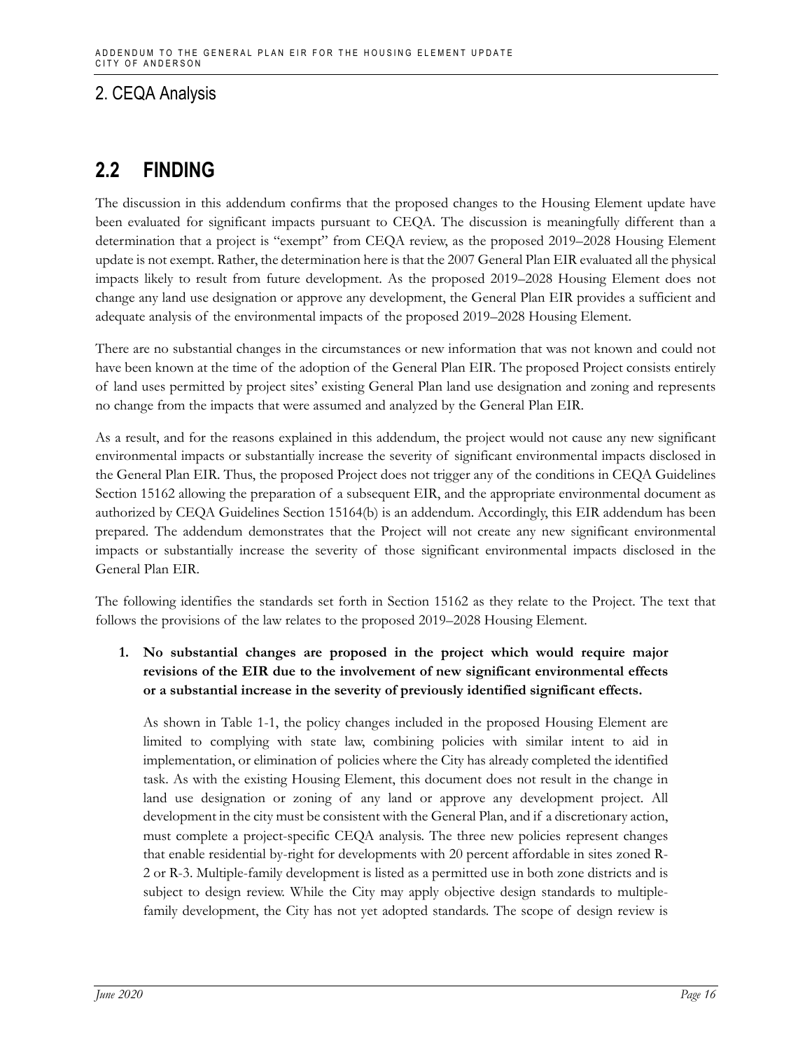## 2. CEQA Analysis

## 2.2 FINDING

The discussion in this addendum confirms that the proposed changes to the Housing Element update have been evaluated for significant impacts pursuant to CEQA. The discussion is meaningfully different than a determination that a project is "exempt" from CEQA review, as the proposed 2019–2028 Housing Element update is not exempt. Rather, the determination here is that the 2007 General Plan EIR evaluated all the physical impacts likely to result from future development. As the proposed 2019–2028 Housing Element does not change any land use designation or approve any development, the General Plan EIR provides a sufficient and adequate analysis of the environmental impacts of the proposed 2019–2028 Housing Element.

There are no substantial changes in the circumstances or new information that was not known and could not have been known at the time of the adoption of the General Plan EIR. The proposed Project consists entirely of land uses permitted by project sites' existing General Plan land use designation and zoning and represents no change from the impacts that were assumed and analyzed by the General Plan EIR.

As a result, and for the reasons explained in this addendum, the project would not cause any new significant environmental impacts or substantially increase the severity of significant environmental impacts disclosed in the General Plan EIR. Thus, the proposed Project does not trigger any of the conditions in CEQA Guidelines Section 15162 allowing the preparation of a subsequent EIR, and the appropriate environmental document as authorized by CEQA Guidelines Section 15164(b) is an addendum. Accordingly, this EIR addendum has been prepared. The addendum demonstrates that the Project will not create any new significant environmental impacts or substantially increase the severity of those significant environmental impacts disclosed in the General Plan EIR.

The following identifies the standards set forth in Section 15162 as they relate to the Project. The text that follows the provisions of the law relates to the proposed 2019–2028 Housing Element.

1. **No substantial changes are proposed in the project which would require major revisions of the EIR due to the involvement of new significant environmental effects or a substantial increase in the severity of previously identified significant effects.**

   As shown in Table 1-1, the policy changes included in the proposed Housing Element are limited to complying with state law, combining policies with similar intent to aid in implementation, or elimination of policies where the City has already completed the identified task. As with the existing Housing Element, this document does not result in the change in land use designation or zoning of any land or approve any development project. All development in the city must be consistent with the General Plan, and if a discretionary action, must complete a project-specific CEQA analysis. The three new policies represent changes that enable residential by-right for developments with 20 percent affordable in sites zoned R-2 or R-3. Multiple-family development is listed as a permitted use in both zone districts and is subject to design review. While the City may apply objective design standards to multiple-family development, the City has not yet adopted standards. The scope of design review is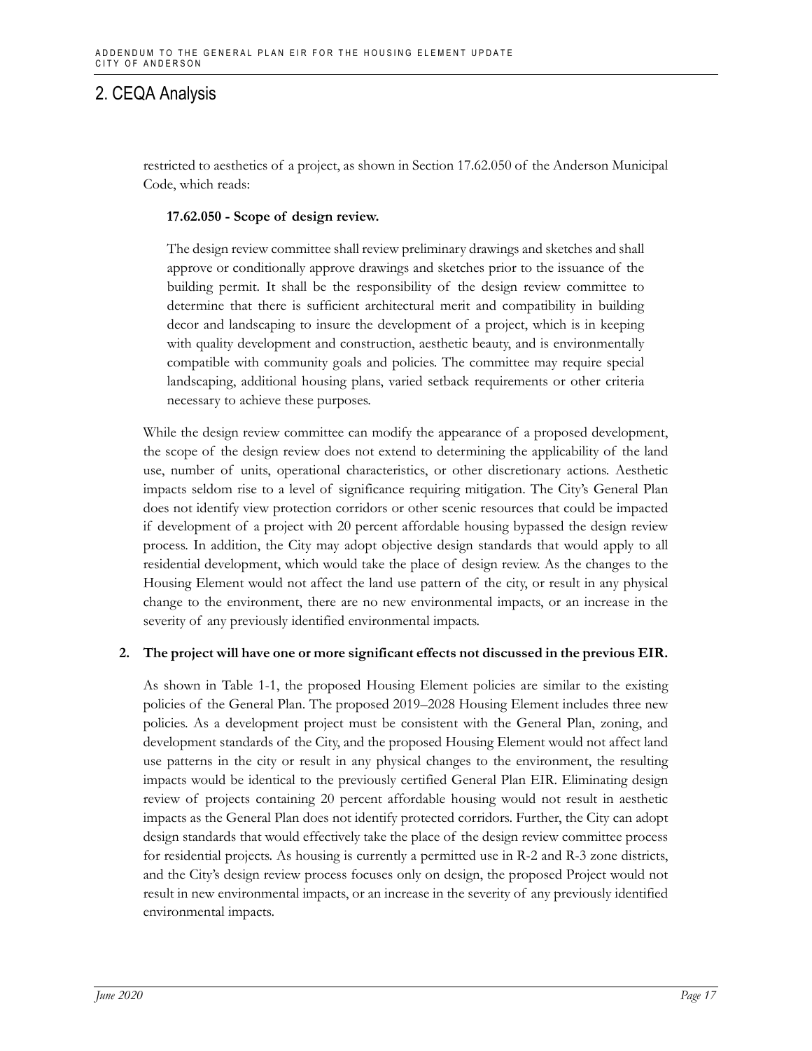## 2. CEQA Analysis

restricted to aesthetics of a project, as shown in Section 17.62.050 of the Anderson Municipal Code, which reads:

> **17.62.050 - Scope of design review.**
>
> The design review committee shall review preliminary drawings and sketches and shall approve or conditionally approve drawings and sketches prior to the issuance of the building permit. It shall be the responsibility of the design review committee to determine that there is sufficient architectural merit and compatibility in building decor and landscaping to insure the development of a project, which is in keeping with quality development and construction, aesthetic beauty, and is environmentally compatible with community goals and policies. The committee may require special landscaping, additional housing plans, varied setback requirements or other criteria necessary to achieve these purposes.

While the design review committee can modify the appearance of a proposed development, the scope of the design review does not extend to determining the applicability of the land use, number of units, operational characteristics, or other discretionary actions. Aesthetic impacts seldom rise to a level of significance requiring mitigation. The City's General Plan does not identify view protection corridors or other scenic resources that could be impacted if development of a project with 20 percent affordable housing bypassed the design review process. In addition, the City may adopt objective design standards that would apply to all residential development, which would take the place of design review. As the changes to the Housing Element would not affect the land use pattern of the city, or result in any physical change to the environment, there are no new environmental impacts, or an increase in the severity of any previously identified environmental impacts.

**2. The project will have one or more significant effects not discussed in the previous EIR.**

As shown in Table 1-1, the proposed Housing Element policies are similar to the existing policies of the General Plan. The proposed 2019–2028 Housing Element includes three new policies. As a development project must be consistent with the General Plan, zoning, and development standards of the City, and the proposed Housing Element would not affect land use patterns in the city or result in any physical changes to the environment, the resulting impacts would be identical to the previously certified General Plan EIR. Eliminating design review of projects containing 20 percent affordable housing would not result in aesthetic impacts as the General Plan does not identify protected corridors. Further, the City can adopt design standards that would effectively take the place of the design review committee process for residential projects. As housing is currently a permitted use in R-2 and R-3 zone districts, and the City's design review process focuses only on design, the proposed Project would not result in new environmental impacts, or an increase in the severity of any previously identified environmental impacts.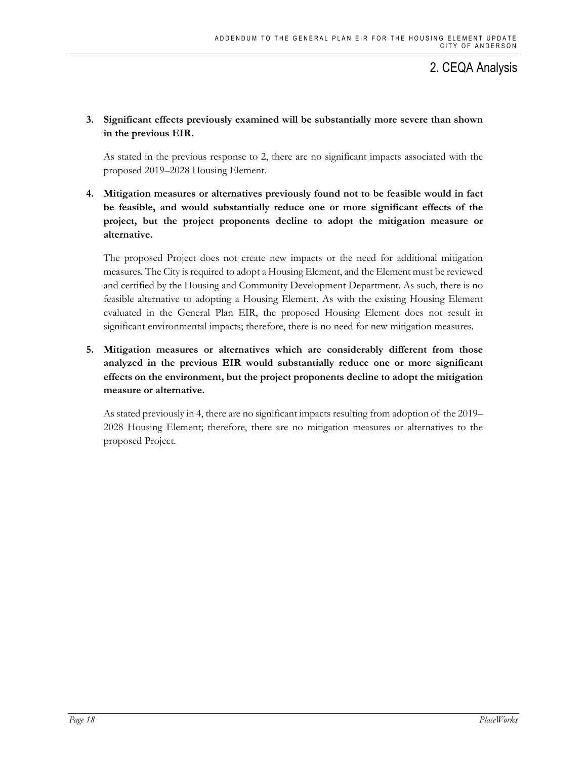3. **Significant effects previously examined will be substantially more severe than shown in the previous EIR.**

   As stated in the previous response to 2, there are no significant impacts associated with the proposed 2019–2028 Housing Element.

4. **Mitigation measures or alternatives previously found not to be feasible would in fact be feasible, and would substantially reduce one or more significant effects of the project, but the project proponents decline to adopt the mitigation measure or alternative.**

   The proposed Project does not create new impacts or the need for additional mitigation measures. The City is required to adopt a Housing Element, and the Element must be reviewed and certified by the Housing and Community Development Department. As such, there is no feasible alternative to adopting a Housing Element. As with the existing Housing Element evaluated in the General Plan EIR, the proposed Housing Element does not result in significant environmental impacts; therefore, there is no need for new mitigation measures.

5. **Mitigation measures or alternatives which are considerably different from those analyzed in the previous EIR would substantially reduce one or more significant effects on the environment, but the project proponents decline to adopt the mitigation measure or alternative.**

   As stated previously in 4, there are no significant impacts resulting from adoption of the 2019–2028 Housing Element; therefore, there are no mitigation measures or alternatives to the proposed Project.